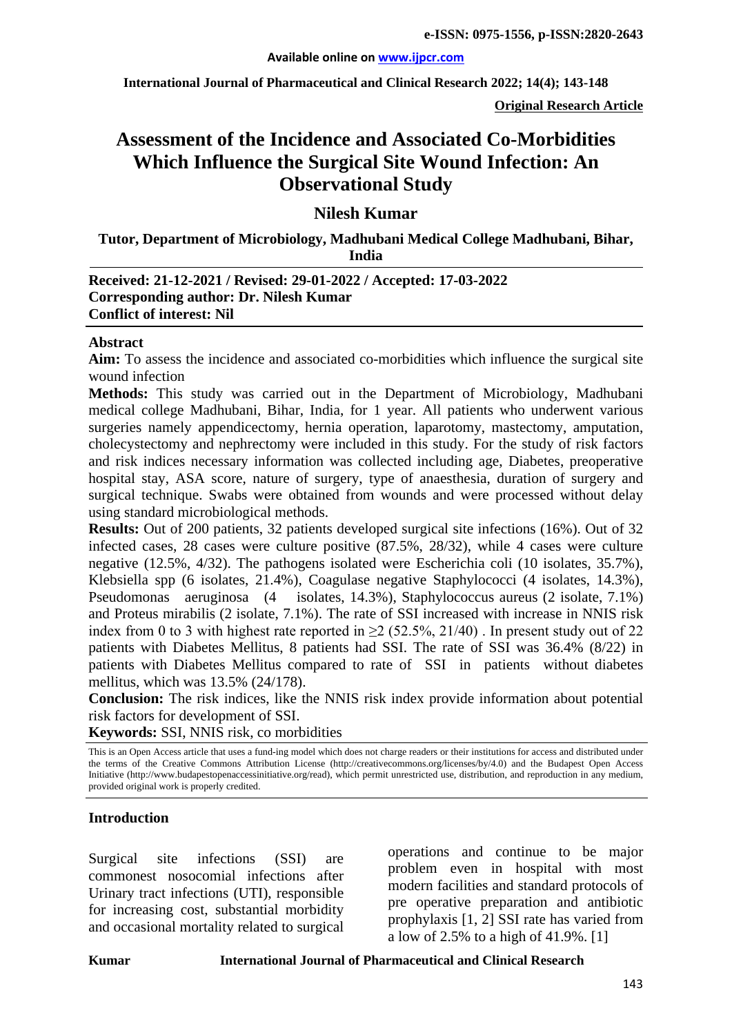**e-ISSN: 0975-1556, p-ISSN:2820-2643**

**Available online on www.ijpcr.com**

**Original Research Article**

# Assessment of the Incidence and Associated Co-Morbidities Which Influence the Surgical Site Wound Infection: An Observational Study

## Nilesh Kumar

**Tutor, Department of Microbiology, Madhubani Medical College Madhubani, Bihar, India**

**Received: 21-12-2021 / Revised: 29-01-2022 / Accepted: 17-03-2022**
**Corresponding author: Dr. Nilesh Kumar**
**Conflict of interest: Nil**

### Abstract

**Aim:** To assess the incidence and associated co-morbidities which influence the surgical site wound infection

**Methods:** This study was carried out in the Department of Microbiology, Madhubani medical college Madhubani, Bihar, India, for 1 year. All patients who underwent various surgeries namely appendicectomy, hernia operation, laparotomy, mastectomy, amputation, cholecystectomy and nephrectomy were included in this study. For the study of risk factors and risk indices necessary information was collected including age, Diabetes, preoperative hospital stay, ASA score, nature of surgery, type of anaesthesia, duration of surgery and surgical technique. Swabs were obtained from wounds and were processed without delay using standard microbiological methods.

**Results:** Out of 200 patients, 32 patients developed surgical site infections (16%). Out of 32 infected cases, 28 cases were culture positive (87.5%, 28/32), while 4 cases were culture negative (12.5%, 4/32). The pathogens isolated were Escherichia coli (10 isolates, 35.7%), Klebsiella spp (6 isolates, 21.4%), Coagulase negative Staphylococci (4 isolates, 14.3%), Pseudomonas aeruginosa (4 isolates, 14.3%), Staphylococcus aureus (2 isolate, 7.1%) and Proteus mirabilis (2 isolate, 7.1%). The rate of SSI increased with increase in NNIS risk index from 0 to 3 with highest rate reported in $\geq 2$ (52.5%, 21/40) . In present study out of 22 patients with Diabetes Mellitus, 8 patients had SSI. The rate of SSI was 36.4% (8/22) in patients with Diabetes Mellitus compared to rate of SSI in patients without diabetes mellitus, which was 13.5% (24/178).

**Conclusion:** The risk indices, like the NNIS risk index provide information about potential risk factors for development of SSI.

**Keywords:** SSI, NNIS risk, co morbidities

This is an Open Access article that uses a fund-ing model which does not charge readers or their institutions for access and distributed under the terms of the Creative Commons Attribution License (http://creativecommons.org/licenses/by/4.0) and the Budapest Open Access Initiative (http://www.budapestopenaccessinitiative.org/read), which permit unrestricted use, distribution, and reproduction in any medium, provided original work is properly credited.

### Introduction

Surgical site infections (SSI) are commonest nosocomial infections after Urinary tract infections (UTI), responsible for increasing cost, substantial morbidity and occasional mortality related to surgical operations and continue to be major problem even in hospital with most modern facilities and standard protocols of pre operative preparation and antibiotic prophylaxis [1, 2] SSI rate has varied from a low of 2.5% to a high of 41.9%. [1]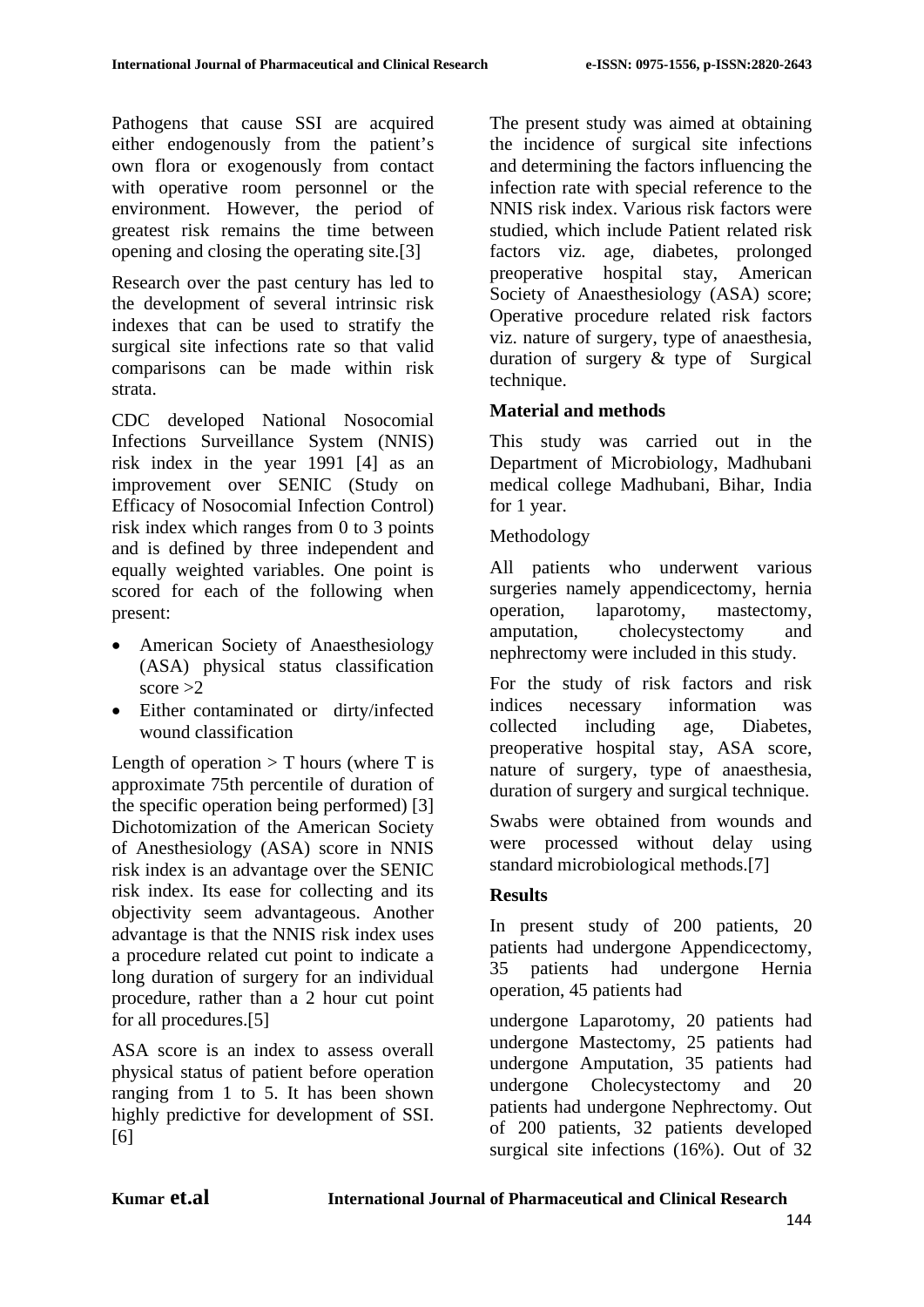Pathogens that cause SSI are acquired either endogenously from the patient's own flora or exogenously from contact with operative room personnel or the environment. However, the period of greatest risk remains the time between opening and closing the operating site.[3]

Research over the past century has led to the development of several intrinsic risk indexes that can be used to stratify the surgical site infections rate so that valid comparisons can be made within risk strata.

CDC developed National Nosocomial Infections Surveillance System (NNIS) risk index in the year 1991 [4] as an improvement over SENIC (Study on Efficacy of Nosocomial Infection Control) risk index which ranges from 0 to 3 points and is defined by three independent and equally weighted variables. One point is scored for each of the following when present:

- American Society of Anaesthesiology (ASA) physical status classification score >2
- Either contaminated or dirty/infected wound classification

Length of operation > T hours (where T is approximate 75th percentile of duration of the specific operation being performed) [3] Dichotomization of the American Society of Anesthesiology (ASA) score in NNIS risk index is an advantage over the SENIC risk index. Its ease for collecting and its objectivity seem advantageous. Another advantage is that the NNIS risk index uses a procedure related cut point to indicate a long duration of surgery for an individual procedure, rather than a 2 hour cut point for all procedures.[5]

ASA score is an index to assess overall physical status of patient before operation ranging from 1 to 5. It has been shown highly predictive for development of SSI.[6]

The present study was aimed at obtaining the incidence of surgical site infections and determining the factors influencing the infection rate with special reference to the NNIS risk index. Various risk factors were studied, which include Patient related risk factors viz. age, diabetes, prolonged preoperative hospital stay, American Society of Anaesthesiology (ASA) score; Operative procedure related risk factors viz. nature of surgery, type of anaesthesia, duration of surgery & type of Surgical technique.

## Material and methods

This study was carried out in the Department of Microbiology, Madhubani medical college Madhubani, Bihar, India for 1 year.

Methodology

All patients who underwent various surgeries namely appendicectomy, hernia operation, laparotomy, mastectomy, amputation, cholecystectomy and nephrectomy were included in this study.

For the study of risk factors and risk indices necessary information was collected including age, Diabetes, preoperative hospital stay, ASA score, nature of surgery, type of anaesthesia, duration of surgery and surgical technique.

Swabs were obtained from wounds and were processed without delay using standard microbiological methods.[7]

## Results

In present study of 200 patients, 20 patients had undergone Appendicectomy, 35 patients had undergone Hernia operation, 45 patients had undergone Laparotomy, 20 patients had undergone Mastectomy, 25 patients had undergone Amputation, 35 patients had undergone Cholecystectomy and 20 patients had undergone Nephrectomy. Out of 200 patients, 32 patients developed surgical site infections (16%). Out of 32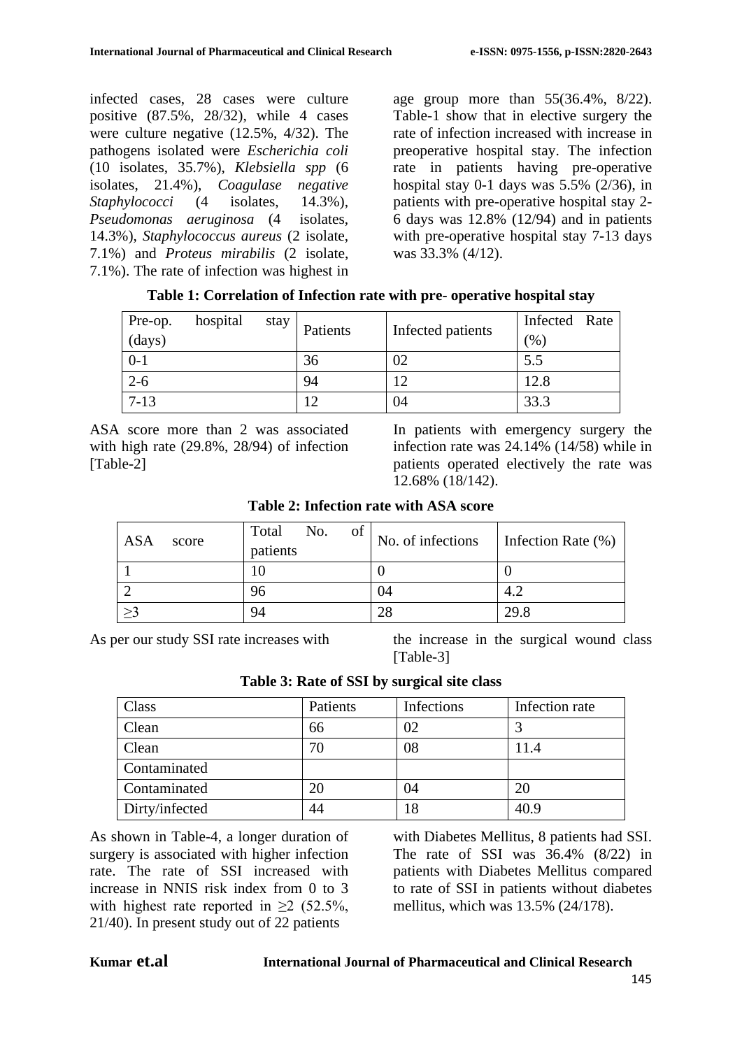infected cases, 28 cases were culture positive (87.5%, 28/32), while 4 cases were culture negative (12.5%, 4/32). The pathogens isolated were *Escherichia coli* (10 isolates, 35.7%), *Klebsiella spp* (6 isolates, 21.4%), *Coagulase negative Staphylococci* (4 isolates, 14.3%), *Pseudomonas aeruginosa* (4 isolates, 14.3%), *Staphylococcus aureus* (2 isolate, 7.1%) and *Proteus mirabilis* (2 isolate, 7.1%). The rate of infection was highest in age group more than 55(36.4%, 8/22). Table-1 show that in elective surgery the rate of infection increased with increase in preoperative hospital stay. The infection rate in patients having pre-operative hospital stay 0-1 days was 5.5% (2/36), in patients with pre-operative hospital stay 2-6 days was 12.8% (12/94) and in patients with pre-operative hospital stay 7-13 days was 33.3% (4/12).

**Table 1: Correlation of Infection rate with pre- operative hospital stay**

| Pre-op. hospital stay (days) | Patients | Infected patients | Infected Rate (%) |
|---|---|---|---|
| 0-1 | 36 | 02 | 5.5 |
| 2-6 | 94 | 12 | 12.8 |
| 7-13 | 12 | 04 | 33.3 |

ASA score more than 2 was associated with high rate (29.8%, 28/94) of infection [Table-2]

In patients with emergency surgery the infection rate was 24.14% (14/58) while in patients operated electively the rate was 12.68% (18/142).

**Table 2: Infection rate with ASA score**

| ASA score | Total No. of patients | No. of infections | Infection Rate (%) |
|---|---|---|---|
| 1 | 10 | 0 | 0 |
| 2 | 96 | 04 | 4.2 |
| ≥3 | 94 | 28 | 29.8 |

As per our study SSI rate increases with the increase in the surgical wound class [Table-3]

**Table 3: Rate of SSI by surgical site class**

| Class | Patients | Infections | Infection rate |
|---|---|---|---|
| Clean | 66 | 02 | 3 |
| Clean Contaminated | 70 | 08 | 11.4 |
| Contaminated | 20 | 04 | 20 |
| Dirty/infected | 44 | 18 | 40.9 |

As shown in Table-4, a longer duration of surgery is associated with higher infection rate. The rate of SSI increased with increase in NNIS risk index from 0 to 3 with highest rate reported in ≥2 (52.5%, 21/40). In present study out of 22 patients with Diabetes Mellitus, 8 patients had SSI. The rate of SSI was 36.4% (8/22) in patients with Diabetes Mellitus compared to rate of SSI in patients without diabetes mellitus, which was 13.5% (24/178).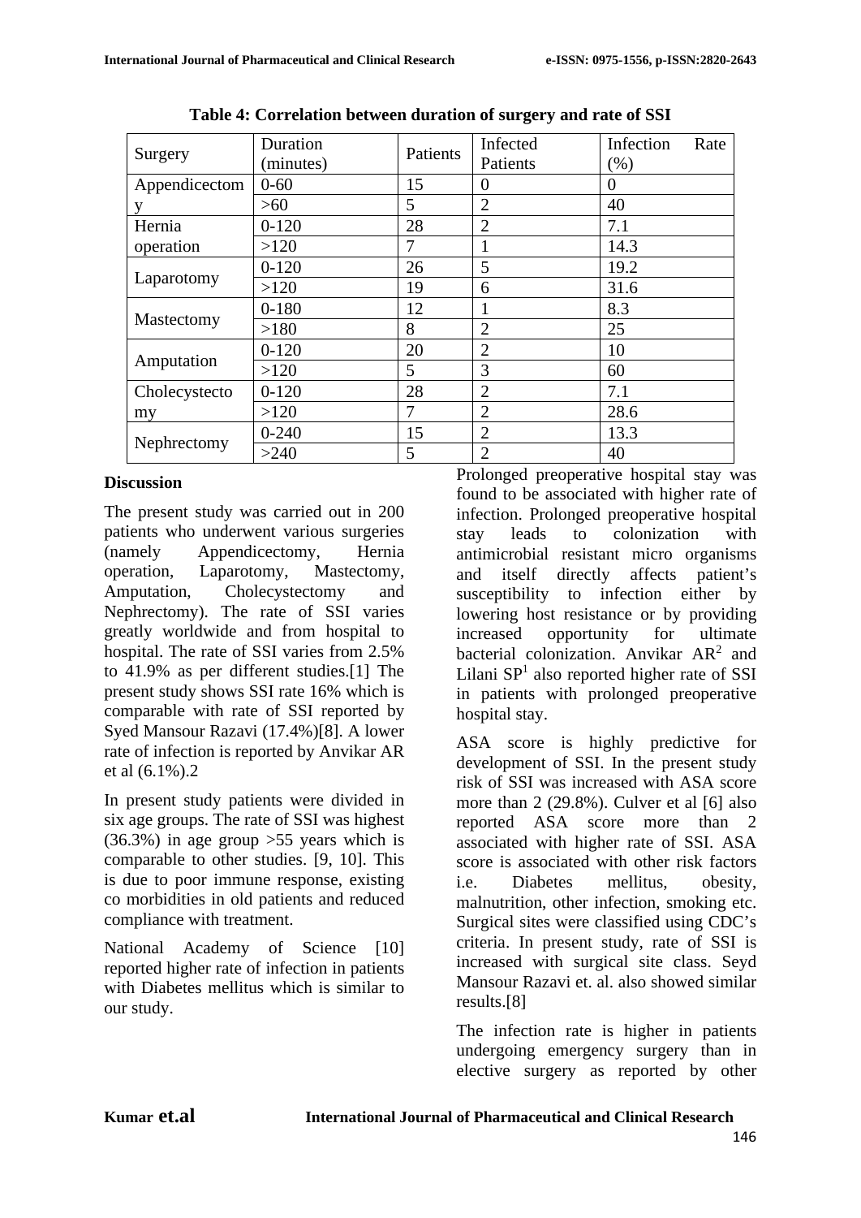**Table 4: Correlation between duration of surgery and rate of SSI**

| Surgery | Duration (minutes) | Patients | Infected Patients | Infection Rate (%) |
|---|---|---|---|---|
| Appendicectomy | 0-60 | 15 | 0 | 0 |
| | >60 | 5 | 2 | 40 |
| Hernia operation | 0-120 | 28 | 2 | 7.1 |
| | >120 | 7 | 1 | 14.3 |
| Laparotomy | 0-120 | 26 | 5 | 19.2 |
| | >120 | 19 | 6 | 31.6 |
| Mastectomy | 0-180 | 12 | 1 | 8.3 |
| | >180 | 8 | 2 | 25 |
| Amputation | 0-120 | 20 | 2 | 10 |
| | >120 | 5 | 3 | 60 |
| Cholecystectomy | 0-120 | 28 | 2 | 7.1 |
| | >120 | 7 | 2 | 28.6 |
| Nephrectomy | 0-240 | 15 | 2 | 13.3 |
| | >240 | 5 | 2 | 40 |

## Discussion

The present study was carried out in 200 patients who underwent various surgeries (namely Appendicectomy, Hernia operation, Laparotomy, Mastectomy, Amputation, Cholecystectomy and Nephrectomy). The rate of SSI varies greatly worldwide and from hospital to hospital. The rate of SSI varies from 2.5% to 41.9% as per different studies.[1] The present study shows SSI rate 16% which is comparable with rate of SSI reported by Syed Mansour Razavi (17.4%)[8]. A lower rate of infection is reported by Anvikar AR et al (6.1%).2

In present study patients were divided in six age groups. The rate of SSI was highest (36.3%) in age group >55 years which is comparable to other studies. [9, 10]. This is due to poor immune response, existing co morbidities in old patients and reduced compliance with treatment.

National Academy of Science [10] reported higher rate of infection in patients with Diabetes mellitus which is similar to our study.

Prolonged preoperative hospital stay was found to be associated with higher rate of infection. Prolonged preoperative hospital stay leads to colonization with antimicrobial resistant micro organisms and itself directly affects patient's susceptibility to infection either by lowering host resistance or by providing increased opportunity for ultimate bacterial colonization. Anvikar AR[2] and Lilani SP[1] also reported higher rate of SSI in patients with prolonged preoperative hospital stay.

ASA score is highly predictive for development of SSI. In the present study risk of SSI was increased with ASA score more than 2 (29.8%). Culver et al [6] also reported ASA score more than 2 associated with higher rate of SSI. ASA score is associated with other risk factors i.e. Diabetes mellitus, obesity, malnutrition, other infection, smoking etc. Surgical sites were classified using CDC's criteria. In present study, rate of SSI is increased with surgical site class. Seyd Mansour Razavi et. al. also showed similar results.[8]

The infection rate is higher in patients undergoing emergency surgery than in elective surgery as reported by other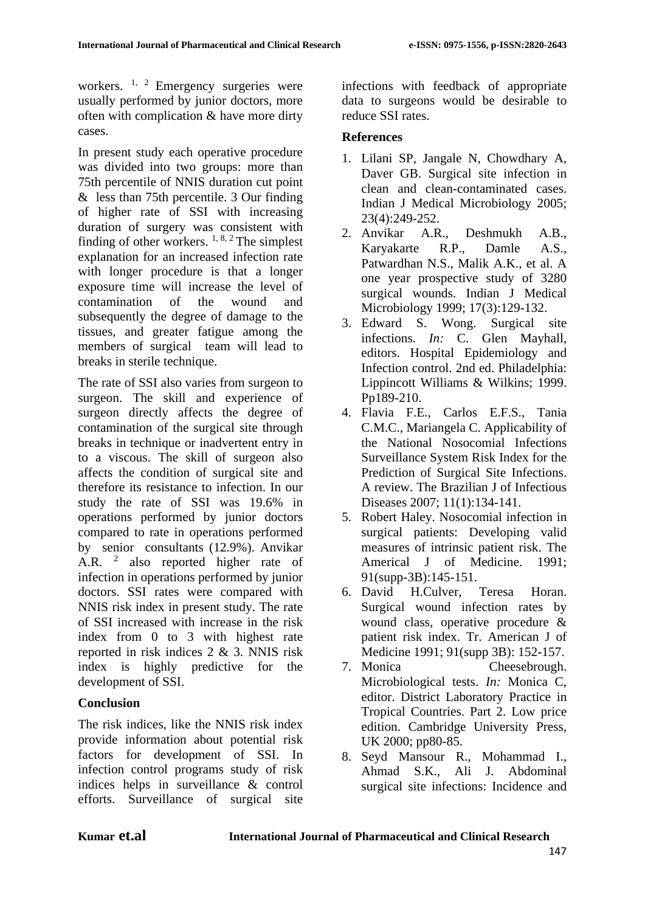workers. [1, 2] Emergency surgeries were usually performed by junior doctors, more often with complication & have more dirty cases.

In present study each operative procedure was divided into two groups: more than 75th percentile of NNIS duration cut point & less than 75th percentile. 3 Our finding of higher rate of SSI with increasing duration of surgery was consistent with finding of other workers. [1, 8, 2] The simplest explanation for an increased infection rate with longer procedure is that a longer exposure time will increase the level of contamination of the wound and subsequently the degree of damage to the tissues, and greater fatigue among the members of surgical team will lead to breaks in sterile technique.

The rate of SSI also varies from surgeon to surgeon. The skill and experience of surgeon directly affects the degree of contamination of the surgical site through breaks in technique or inadvertent entry in to a viscous. The skill of surgeon also affects the condition of surgical site and therefore its resistance to infection. In our study the rate of SSI was 19.6% in operations performed by junior doctors compared to rate in operations performed by senior consultants (12.9%). Anvikar A.R. [2] also reported higher rate of infection in operations performed by junior doctors. SSI rates were compared with NNIS risk index in present study. The rate of SSI increased with increase in the risk index from 0 to 3 with highest rate reported in risk indices 2 & 3. NNIS risk index is highly predictive for the development of SSI.

## Conclusion

The risk indices, like the NNIS risk index provide information about potential risk factors for development of SSI. In infection control programs study of risk indices helps in surveillance & control efforts. Surveillance of surgical site infections with feedback of appropriate data to surgeons would be desirable to reduce SSI rates.

## References

1. Lilani SP, Jangale N, Chowdhary A, Daver GB. Surgical site infection in clean and clean-contaminated cases. Indian J Medical Microbiology 2005; 23(4):249-252.
2. Anvikar A.R., Deshmukh A.B., Karyakarte R.P., Damle A.S., Patwardhan N.S., Malik A.K., et al. A one year prospective study of 3280 surgical wounds. Indian J Medical Microbiology 1999; 17(3):129-132.
3. Edward S. Wong. Surgical site infections. *In:* C. Glen Mayhall, editors. Hospital Epidemiology and Infection control. 2nd ed. Philadelphia: Lippincott Williams & Wilkins; 1999. Pp189-210.
4. Flavia F.E., Carlos E.F.S., Tania C.M.C., Mariangela C. Applicability of the National Nosocomial Infections Surveillance System Risk Index for the Prediction of Surgical Site Infections. A review. The Brazilian J of Infectious Diseases 2007; 11(1):134-141.
5. Robert Haley. Nosocomial infection in surgical patients: Developing valid measures of intrinsic patient risk. The Americal J of Medicine. 1991; 91(supp-3B):145-151.
6. David H.Culver, Teresa Horan. Surgical wound infection rates by wound class, operative procedure & patient risk index. Tr. American J of Medicine 1991; 91(supp 3B): 152-157.
7. Monica Cheesebrough. Microbiological tests. *In:* Monica C, editor. District Laboratory Practice in Tropical Countries. Part 2. Low price edition. Cambridge University Press, UK 2000; pp80-85.
8. Seyd Mansour R., Mohammad I., Ahmad S.K., Ali J. Abdominal surgical site infections: Incidence and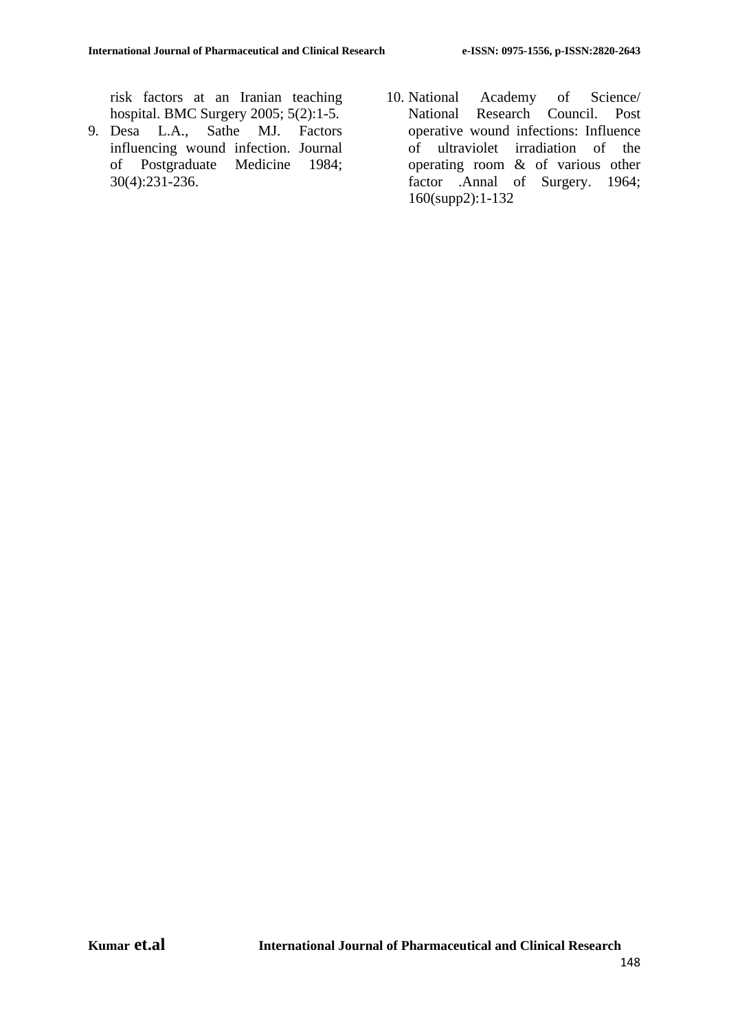risk factors at an Iranian teaching hospital. BMC Surgery 2005; 5(2):1-5.

9. Desa L.A., Sathe MJ. Factors influencing wound infection. Journal of Postgraduate Medicine 1984; 30(4):231-236.
10. National Academy of Science/ National Research Council. Post operative wound infections: Influence of ultraviolet irradiation of the operating room & of various other factor .Annal of Surgery. 1964; 160(supp2):1-132